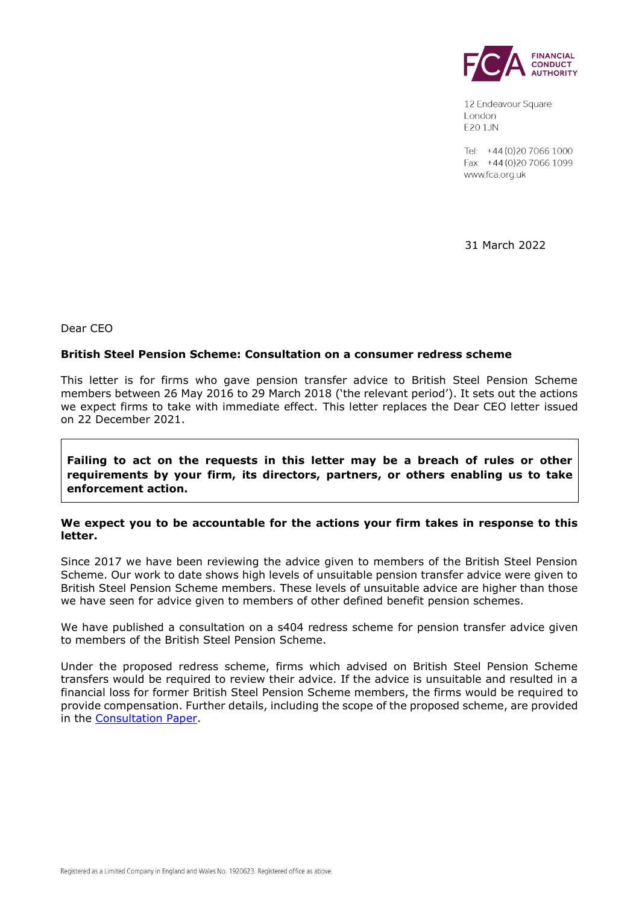FINANCIAL CONDUCT AUTHORITY

12 Endeavour Square
London
E20 1JN

Tel: +44 (0)20 7066 1000
Fax: +44 (0)20 7066 1099
www.fca.org.uk

31 March 2022

Dear CEO

**British Steel Pension Scheme: Consultation on a consumer redress scheme**

This letter is for firms who gave pension transfer advice to British Steel Pension Scheme members between 26 May 2016 to 29 March 2018 ('the relevant period'). It sets out the actions we expect firms to take with immediate effect. This letter replaces the Dear CEO letter issued on 22 December 2021.

> **Failing to act on the requests in this letter may be a breach of rules or other requirements by your firm, its directors, partners, or others enabling us to take enforcement action.**

**We expect you to be accountable for the actions your firm takes in response to this letter.**

Since 2017 we have been reviewing the advice given to members of the British Steel Pension Scheme. Our work to date shows high levels of unsuitable pension transfer advice were given to British Steel Pension Scheme members. These levels of unsuitable advice are higher than those we have seen for advice given to members of other defined benefit pension schemes.

We have published a consultation on a s404 redress scheme for pension transfer advice given to members of the British Steel Pension Scheme.

Under the proposed redress scheme, firms which advised on British Steel Pension Scheme transfers would be required to review their advice. If the advice is unsuitable and resulted in a financial loss for former British Steel Pension Scheme members, the firms would be required to provide compensation. Further details, including the scope of the proposed scheme, are provided in the Consultation Paper.

Registered as a Limited Company in England and Wales No. 1920623. Registered office as above.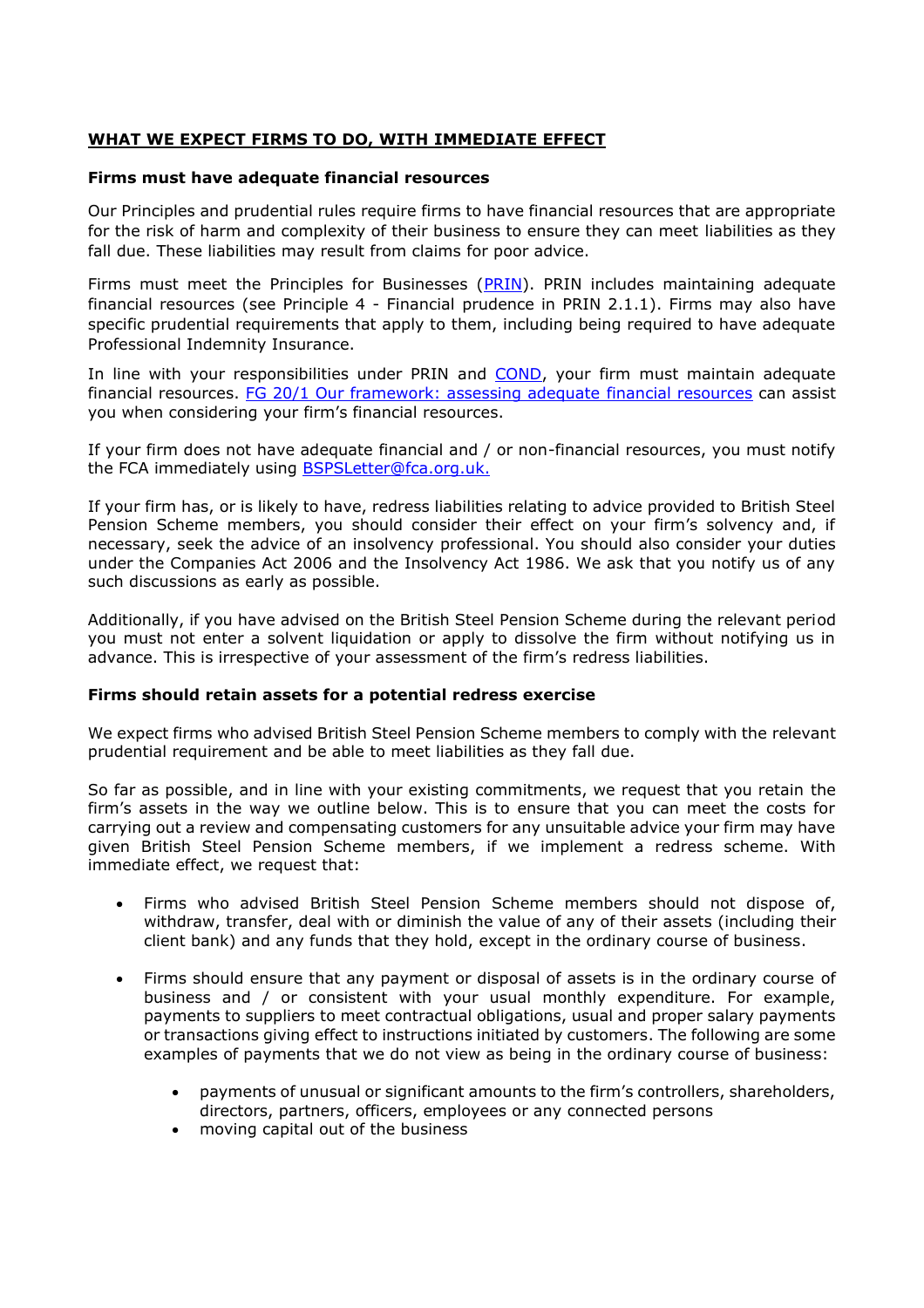## <u>WHAT WE EXPECT FIRMS TO DO, WITH IMMEDIATE EFFECT</u>

### Firms must have adequate financial resources

Our Principles and prudential rules require firms to have financial resources that are appropriate for the risk of harm and complexity of their business to ensure they can meet liabilities as they fall due. These liabilities may result from claims for poor advice.

Firms must meet the Principles for Businesses (PRIN). PRIN includes maintaining adequate financial resources (see Principle 4 - Financial prudence in PRIN 2.1.1). Firms may also have specific prudential requirements that apply to them, including being required to have adequate Professional Indemnity Insurance.

In line with your responsibilities under PRIN and COND, your firm must maintain adequate financial resources. FG 20/1 Our framework: assessing adequate financial resources can assist you when considering your firm's financial resources.

If your firm does not have adequate financial and / or non-financial resources, you must notify the FCA immediately using BSPSLetter@fca.org.uk.

If your firm has, or is likely to have, redress liabilities relating to advice provided to British Steel Pension Scheme members, you should consider their effect on your firm's solvency and, if necessary, seek the advice of an insolvency professional. You should also consider your duties under the Companies Act 2006 and the Insolvency Act 1986. We ask that you notify us of any such discussions as early as possible.

Additionally, if you have advised on the British Steel Pension Scheme during the relevant period you must not enter a solvent liquidation or apply to dissolve the firm without notifying us in advance. This is irrespective of your assessment of the firm's redress liabilities.

### Firms should retain assets for a potential redress exercise

We expect firms who advised British Steel Pension Scheme members to comply with the relevant prudential requirement and be able to meet liabilities as they fall due.

So far as possible, and in line with your existing commitments, we request that you retain the firm's assets in the way we outline below. This is to ensure that you can meet the costs for carrying out a review and compensating customers for any unsuitable advice your firm may have given British Steel Pension Scheme members, if we implement a redress scheme. With immediate effect, we request that:

- Firms who advised British Steel Pension Scheme members should not dispose of, withdraw, transfer, deal with or diminish the value of any of their assets (including their client bank) and any funds that they hold, except in the ordinary course of business.

- Firms should ensure that any payment or disposal of assets is in the ordinary course of business and / or consistent with your usual monthly expenditure. For example, payments to suppliers to meet contractual obligations, usual and proper salary payments or transactions giving effect to instructions initiated by customers. The following are some examples of payments that we do not view as being in the ordinary course of business:

  - payments of unusual or significant amounts to the firm's controllers, shareholders, directors, partners, officers, employees or any connected persons
  - moving capital out of the business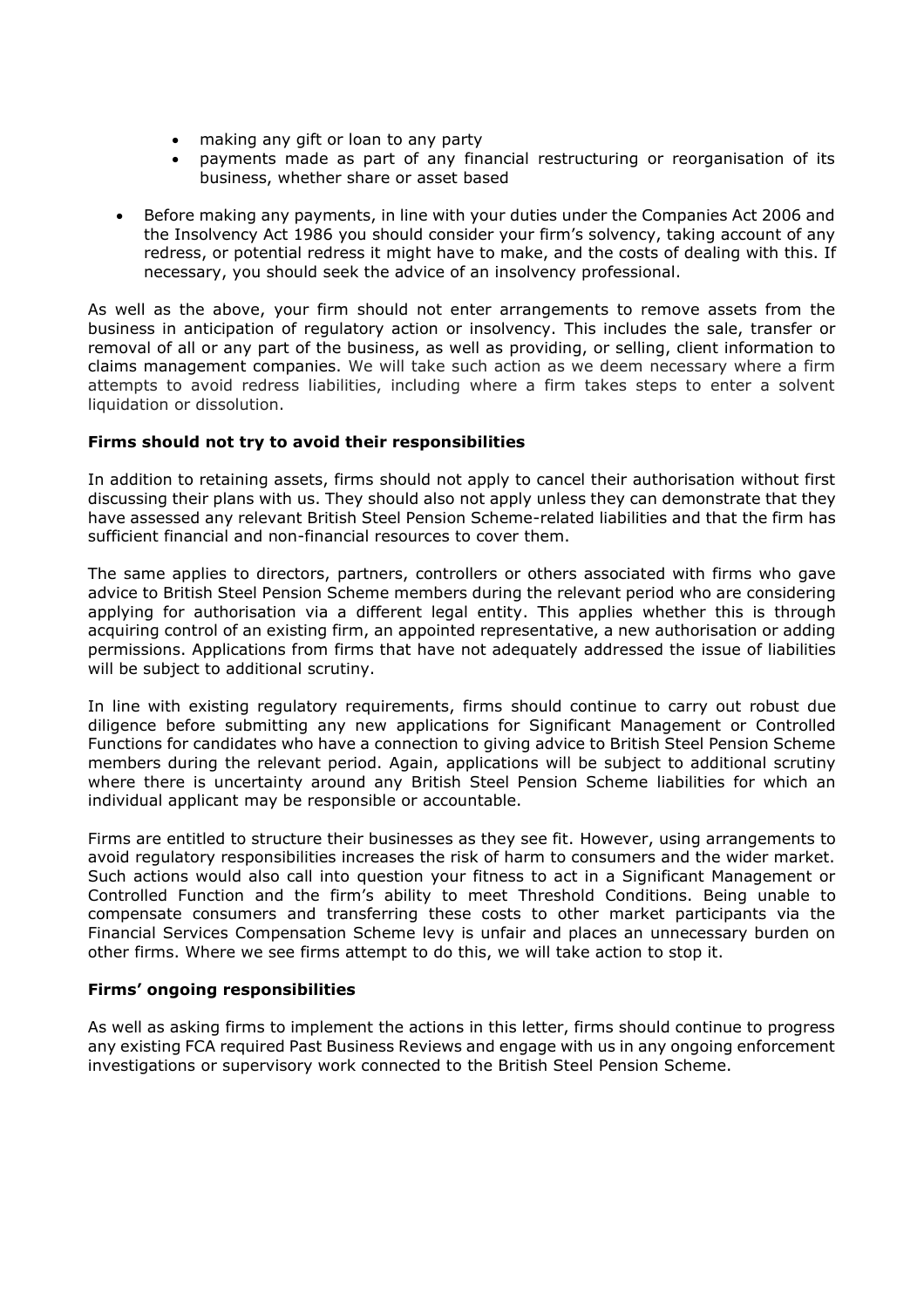- making any gift or loan to any party
    - payments made as part of any financial restructuring or reorganisation of its business, whether share or asset based

- Before making any payments, in line with your duties under the Companies Act 2006 and the Insolvency Act 1986 you should consider your firm's solvency, taking account of any redress, or potential redress it might have to make, and the costs of dealing with this. If necessary, you should seek the advice of an insolvency professional.

As well as the above, your firm should not enter arrangements to remove assets from the business in anticipation of regulatory action or insolvency. This includes the sale, transfer or removal of all or any part of the business, as well as providing, or selling, client information to claims management companies. We will take such action as we deem necessary where a firm attempts to avoid redress liabilities, including where a firm takes steps to enter a solvent liquidation or dissolution.

**Firms should not try to avoid their responsibilities**

In addition to retaining assets, firms should not apply to cancel their authorisation without first discussing their plans with us. They should also not apply unless they can demonstrate that they have assessed any relevant British Steel Pension Scheme-related liabilities and that the firm has sufficient financial and non-financial resources to cover them.

The same applies to directors, partners, controllers or others associated with firms who gave advice to British Steel Pension Scheme members during the relevant period who are considering applying for authorisation via a different legal entity. This applies whether this is through acquiring control of an existing firm, an appointed representative, a new authorisation or adding permissions. Applications from firms that have not adequately addressed the issue of liabilities will be subject to additional scrutiny.

In line with existing regulatory requirements, firms should continue to carry out robust due diligence before submitting any new applications for Significant Management or Controlled Functions for candidates who have a connection to giving advice to British Steel Pension Scheme members during the relevant period. Again, applications will be subject to additional scrutiny where there is uncertainty around any British Steel Pension Scheme liabilities for which an individual applicant may be responsible or accountable.

Firms are entitled to structure their businesses as they see fit. However, using arrangements to avoid regulatory responsibilities increases the risk of harm to consumers and the wider market. Such actions would also call into question your fitness to act in a Significant Management or Controlled Function and the firm's ability to meet Threshold Conditions. Being unable to compensate consumers and transferring these costs to other market participants via the Financial Services Compensation Scheme levy is unfair and places an unnecessary burden on other firms. Where we see firms attempt to do this, we will take action to stop it.

**Firms' ongoing responsibilities**

As well as asking firms to implement the actions in this letter, firms should continue to progress any existing FCA required Past Business Reviews and engage with us in any ongoing enforcement investigations or supervisory work connected to the British Steel Pension Scheme.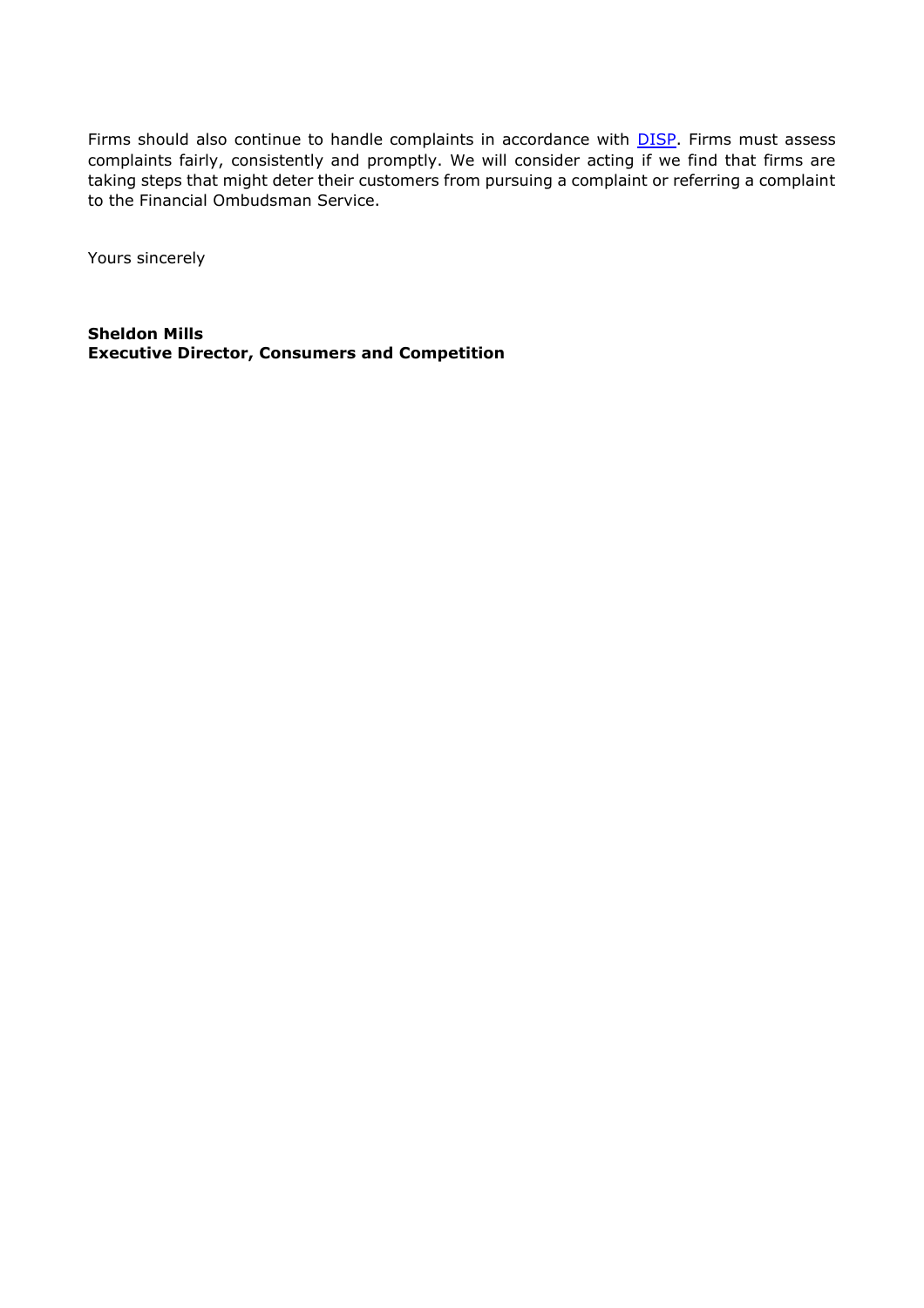Firms should also continue to handle complaints in accordance with DISP. Firms must assess complaints fairly, consistently and promptly. We will consider acting if we find that firms are taking steps that might deter their customers from pursuing a complaint or referring a complaint to the Financial Ombudsman Service.

Yours sincerely

**Sheldon Mills**
**Executive Director, Consumers and Competition**